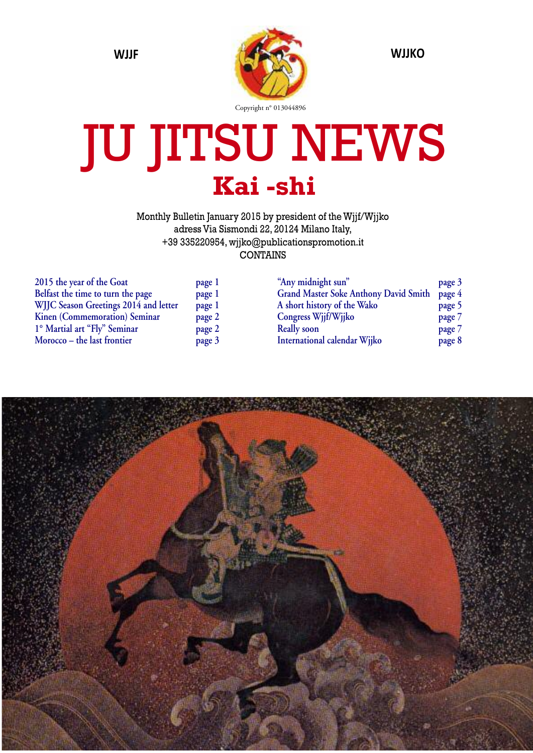WJJF

WJJKO

Copyright n° 013044896

# JU JITSU NEWS

## Kai -shi

Monthly Bulletin January 2015 by president of the Wjjf/Wjjko
adress Via Sismondi 22, 20124 Milano Italy,
+39 335220954, wjjko@publicationspromotion.it
CONTAINS

| | |
|---|---|
| 2015 the year of the Goat | page 1 |
| Belfast the time to turn the page | page 1 |
| WJJC Season Greetings 2014 and letter | page 1 |
| Kinen (Commemoration) Seminar | page 2 |
| 1° Martial art "Fly" Seminar | page 2 |
| Morocco – the last frontier | page 3 |
| "Any midnight sun" | page 3 |
| Grand Master Soke Anthony David Smith | page 4 |
| A short history of the Wako | page 5 |
| Congress Wjjf/Wjjko | page 7 |
| Really soon | page 7 |
| International calendar Wjjko | page 8 |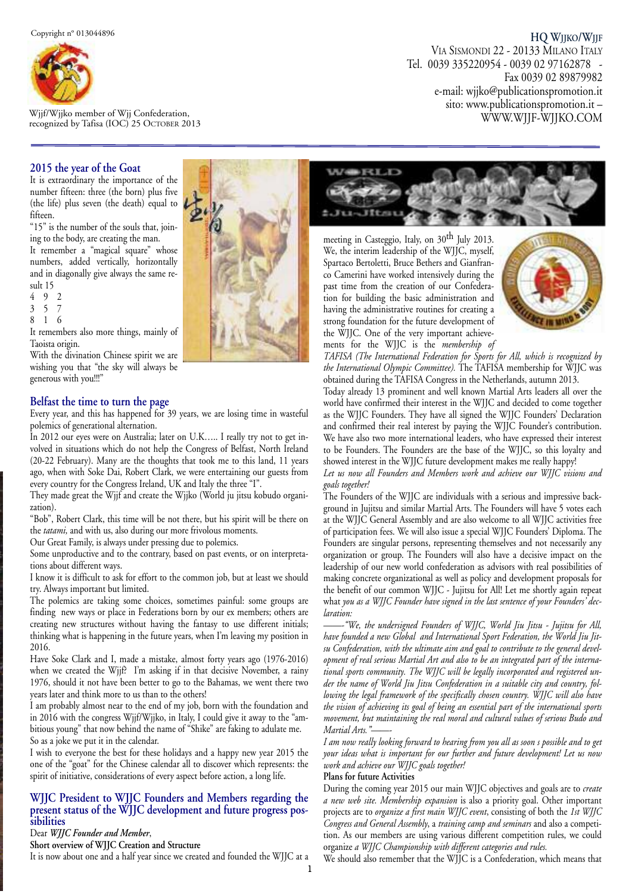Copyright n° 013044896

Wjjf/Wjjko member of Wjj Confederation, recognized by Tafisa (IOC) 25 October 2013

**HQ Wjjko/Wjjf**
Via Sismondi 22 - 20133 Milano Italy
Tel. 0039 335220954 - 0039 02 97162878 - Fax 0039 02 89879982
e-mail: wjjko@publicationspromotion.it
sito: www.publicationspromotion.it –
WWW.WJJF-WJJKO.COM

## 2015 the year of the Goat

It is extraordinary the importance of the number fifteen: three (the born) plus five (the life) plus seven (the death) equal to fifteen.

"15" is the number of the souls that, joining to the body, are creating the man.

It remember a "magical square" whose numbers, added vertically, horizontally and in diagonally give always the same result 15

4 9 2
3 5 7
8 1 6

It remembers also more things, mainly of Taoista origin.

With the divination Chinese spirit we are wishing you that "the sky will always be generous with you!!!"

## Belfast the time to turn the page

Every year, and this has happened for 39 years, we are losing time in wasteful polemics of generational alternation.

In 2012 our eyes were on Australia; later on U.K….. I really try not to get involved in situations which do not help the Congress of Belfast, North Ireland (20-22 February). Many are the thoughts that took me to this land, 11 years ago, when with Soke Dai, Robert Clark, we were entertaining our guests from every country for the Congress Ireland, UK and Italy the three "I".

They made great the Wjjf and create the Wjjko (World ju jitsu kobudo organization).

"Bob", Robert Clark, this time will be not there, but his spirit will be there on the *tatami,* and with us, also during our more frivolous moments.

Our Great Family, is always under pressing due to polemics.

Some unproductive and to the contrary, based on past events, or on interpretations about different ways.

I know it is difficult to ask for effort to the common job, but at least we should try. Always important but limited.

The polemics are taking some choices, sometimes painful: some groups are finding new ways or place in Federations born by our ex members; others are creating new structures without having the fantasy to use different initials; thinking what is happening in the future years, when I'm leaving my position in 2016.

Have Soke Clark and I, made a mistake, almost forty years ago (1976-2016) when we created the Wjjf? I'm asking if in that decisive November, a rainy 1976, should it not have been better to go to the Bahamas, we went there two years later and think more to us than to the others!

I am probably almost near to the end of my job, born with the foundation and in 2016 with the congress Wjjf/Wjjko, in Italy, I could give it away to the "ambitious young" that now behind the name of "Shike" are faking to adulate me. So as a joke we put it in the calendar.

I wish to everyone the best for these holidays and a happy new year 2015 the one of the "goat" for the Chinese calendar all to discover which represents: the spirit of initiative, considerations of every aspect before action, a long life.

## WJJC President to WJJC Founders and Members regarding the present status of the WJJC development and future progress possibilities

Dear *WJJC Founder and Member*,

**Short overview of WJJC Creation and Structure**

It is now about one and a half year since we created and founded the WJJC at a meeting in Casteggio, Italy, on 30th July 2013.

We, the interim leadership of the WJJC, myself, Spartaco Bertoletti, Bruce Bethers and Gianfranco Camerini have worked intensively during the past time from the creation of our Confederation for building the basic administration and having the administrative routines for creating a strong foundation for the future development of the WJJC. One of the very important achievements for the WJJC is the *membership of TAFISA (The International Federation for Sports for All, which is recognized by the International Olympic Committee).* The TAFISA membership for WJJC was obtained during the TAFISA Congress in the Netherlands, autumn 2013.

Today already 13 prominent and well known Martial Arts leaders all over the world have confirmed their interest in the WJJC and decided to come together as the WJJC Founders. They have all signed the WJJC Founders' Declaration and confirmed their real interest by paying the WJJC Founder's contribution. We have also two more international leaders, who have expressed their interest to be Founders. The Founders are the base of the WJJC, so this loyalty and showed interest in the WJJC future development makes me really happy!

*Let us now all Founders and Members work and achieve our WJJC visions and goals together!*

The Founders of the WJJC are individuals with a serious and impressive background in Jujitsu and similar Martial Arts. The Founders will have 5 votes each at the WJJC General Assembly and are also welcome to all WJJC activities free of participation fees. We will also issue a special WJJC Founders' Diploma. The Founders are singular persons, representing themselves and not necessarily any organization or group. The Founders will also have a decisive impact on the leadership of our new world confederation as advisors with real possibilities of making concrete organizational as well as policy and development proposals for the benefit of our common WJJC - Jujitsu for All! Let me shortly again repeat what *you as a WJJC Founder have signed in the last sentence of your Founders' declaration:*

*——"We, the undersigned Founders of WJJC, World Jiu Jitsu - Jujitsu for All, have founded a new Global and International Sport Federation, the World Jiu Jitsu Confederation, with the ultimate aim and goal to contribute to the general development of real serious Martial Art and also to be an integrated part of the international sports community. The WJJC will be legally incorporated and registrated under the name of World Jiu Jitsu Confederation in a suitable city and country, following the legal framework of the specifically chosen country. WJJC will also have the vision of achieving its goal of being an essential part of the international sports movement, but maintaining the real moral and cultural values of serious Budo and Martial Arts."——-*

*I am now really looking forward to hearing from you all as soon s possible and to get your ideas what is important for our further and future development! Let us now work and achieve our WJJC goals together!*

**Plans for future Activities**

During the coming year 2015 our main WJJC objectives and goals are to *create a new web site. Membership expansion* is also a priority goal. Other important projects are to *organize a first main WJJC event*, consisting of both the *1st WJJC Congress and General Assembly*, a *training camp and seminars* and also a competition. As our members are using various different competition rules, we could organize *a WJJC Championship with different categories and rules.*

We should also remember that the WJJC is a Confederation, which means that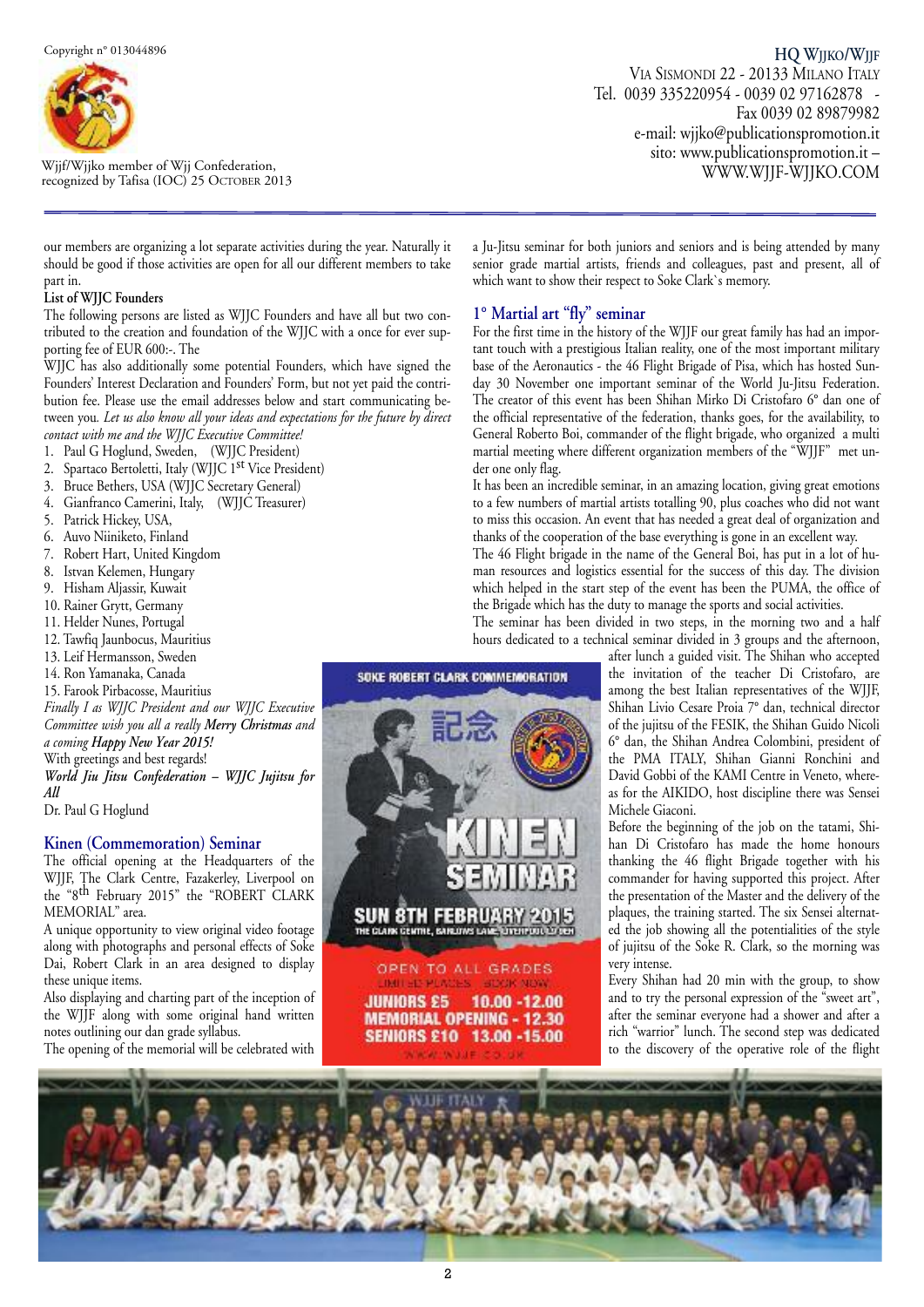our members are organizing a lot separate activities during the year. Naturally it should be good if those activities are open for all our different members to take part in.

**List of WJJC Founders**

The following persons are listed as WJJC Founders and have all but two contributed to the creation and foundation of the WJJC with a once for ever supporting fee of EUR 600:-. The

WJJC has also additionally some potential Founders, which have signed the Founders' Interest Declaration and Founders' Form, but not yet paid the contribution fee. Please use the email addresses below and start communicating between you. *Let us also know all your ideas and expectations for the future by direct contact with me and the WJJC Executive Committee!*

1. Paul G Hoglund, Sweden, (WJJC President)
2. Spartaco Bertoletti, Italy (WJJC 1st Vice President)
3. Bruce Bethers, USA (WJJC Secretary General)
4. Gianfranco Camerini, Italy, (WJJC Treasurer)
5. Patrick Hickey, USA,
6. Auvo Niiniketo, Finland
7. Robert Hart, United Kingdom
8. Istvan Kelemen, Hungary
9. Hisham Aljassir, Kuwait
10. Rainer Grytt, Germany
11. Helder Nunes, Portugal
12. Tawfiq Jaunbocus, Mauritius
13. Leif Hermansson, Sweden
14. Ron Yamanaka, Canada
15. Farook Pirbacosse, Mauritius

*Finally I as WJJC President and our WJJC Executive Committee wish you all a really **Merry Christmas** and a coming **Happy New Year 2015!***

With greetings and best regards!

***World Jiu Jitsu Confederation – WJJC Jujitsu for All***

Dr. Paul G Hoglund

## Kinen (Commemoration) Seminar

The official opening at the Headquarters of the WJJF, The Clark Centre, Fazakerley, Liverpool on the "8th February 2015" the "ROBERT CLARK MEMORIAL" area.

A unique opportunity to view original video footage along with photographs and personal effects of Soke Dai, Robert Clark in an area designed to display these unique items.

Also displaying and charting part of the inception of the WJJF along with some original hand written notes outlining our dan grade syllabus.

The opening of the memorial will be celebrated with a Ju-Jitsu seminar for both juniors and seniors and is being attended by many senior grade martial artists, friends and colleagues, past and present, all of which want to show their respect to Soke Clark`s memory.

## 1° Martial art "fly" seminar

For the first time in the history of the WJJF our great family has had an important touch with a prestigious Italian reality, one of the most important military base of the Aeronautics - the 46 Flight Brigade of Pisa, which has hosted Sunday 30 November one important seminar of the World Ju-Jitsu Federation. The creator of this event has been Shihan Mirko Di Cristofaro 6° dan one of the official representative of the federation, thanks goes, for the availability, to General Roberto Boi, commander of the flight brigade, who organized a multi martial meeting where different organization members of the "WJJF" met under one only flag.

It has been an incredible seminar, in an amazing location, giving great emotions to a few numbers of martial artists totalling 90, plus coaches who did not want to miss this occasion. An event that has needed a great deal of organization and thanks of the cooperation of the base everything is gone in an excellent way.

The 46 Flight brigade in the name of the General Boi, has put in a lot of human resources and logistics essential for the success of this day. The division which helped in the start step of the event has been the PUMA, the office of the Brigade which has the duty to manage the sports and social activities.

The seminar has been divided in two steps, in the morning two and a half hours dedicated to a technical seminar divided in 3 groups and the afternoon, after lunch a guided visit. The Shihan who accepted the invitation of the teacher Di Cristofaro, are among the best Italian representatives of the WJJF, Shihan Livio Cesare Proia 7° dan, technical director of the jujitsu of the FESIK, the Shihan Guido Nicoli 6° dan, the Shihan Andrea Colombini, president of the PMA ITALY, Shihan Gianni Ronchini and David Gobbi of the KAMI Centre in Veneto, whereas for the AIKIDO, host discipline there was Sensei Michele Giaconi.

Before the beginning of the job on the tatami, Shihan Di Cristofaro has made the home honours thanking the 46 flight Brigade together with his commander for having supported this project. After the presentation of the Master and the delivery of the plaques, the training started. The six Sensei alternated the job showing all the potentialities of the style of jujitsu of the Soke R. Clark, so the morning was very intense.

Every Shihan had 20 min with the group, to show and to try the personal expression of the "sweet art", after the seminar everyone had a shower and after a rich "warrior" lunch. The second step was dedicated to the discovery of the operative role of the flight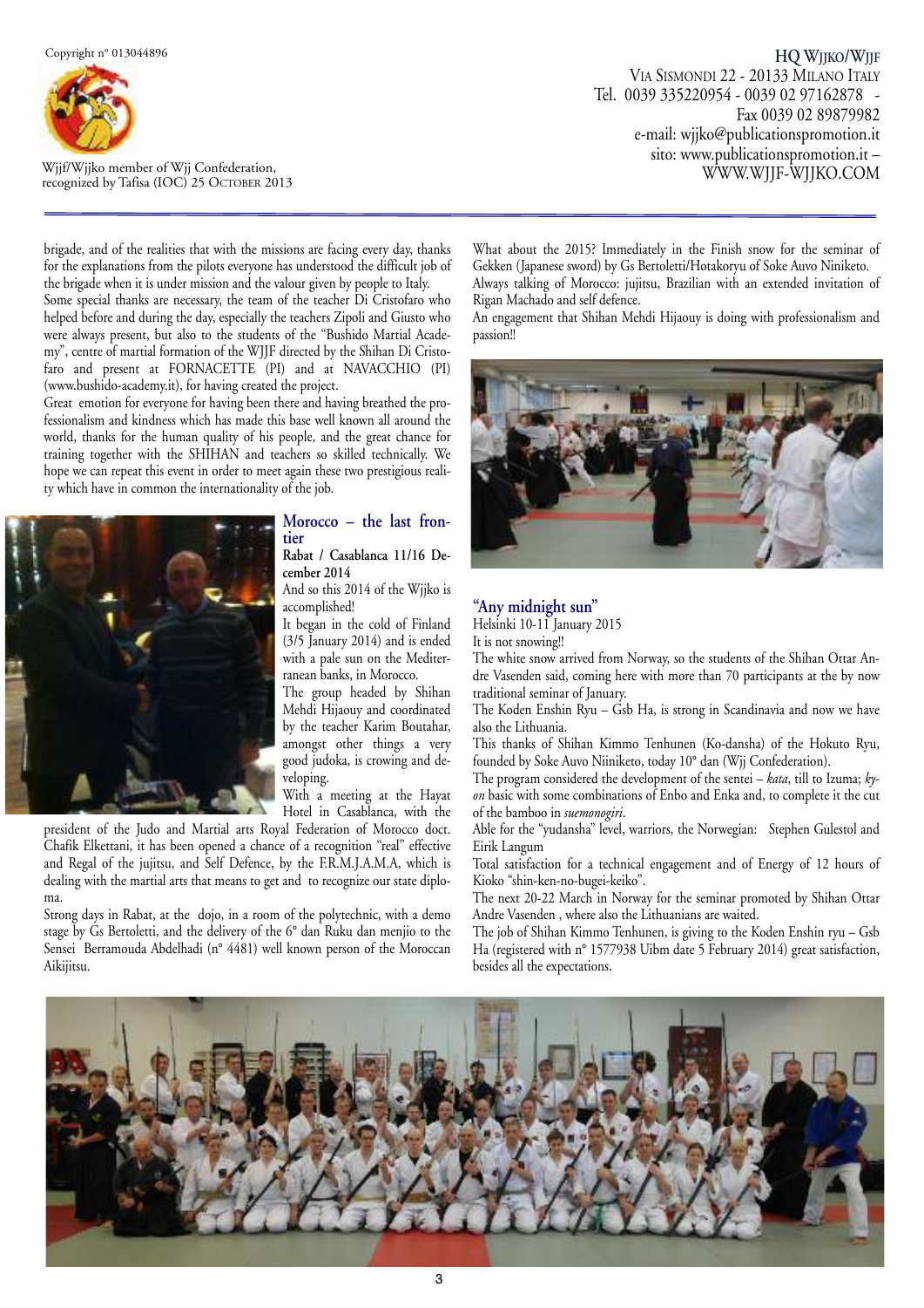brigade, and of the realities that with the missions are facing every day, thanks for the explanations from the pilots everyone has understood the difficult job of the brigade when it is under mission and the valour given by people to Italy.

Some special thanks are necessary, the team of the teacher Di Cristofaro who helped before and during the day, especially the teachers Zipoli and Giusto who were always present, but also to the students of the "Bushido Martial Academy", centre of martial formation of the WJJF directed by the Shihan Di Cristofaro and present at FORNACETTE (PI) and at NAVACCHIO (PI) (www.bushido-academy.it), for having created the project.

Great emotion for everyone for having been there and having breathed the professionalism and kindness which has made this base well known all around the world, thanks for the human quality of his people, and the great chance for training together with the SHIHAN and teachers so skilled technically. We hope we can repeat this event in order to meet again these two prestigious reality which have in common the internationality of the job.

### Morocco – the last frontier

**Rabat / Casablanca 11/16 December 2014**

And so this 2014 of the Wjjko is accomplished!

It began in the cold of Finland (3/5 January 2014) and is ended with a pale sun on the Mediterranean banks, in Morocco.

The group headed by Shihan Mehdi Hijaouy and coordinated by the teacher Karim Boutahar, amongst other things a very good judoka, is crowing and developing.

With a meeting at the Hayat Hotel in Casablanca, with the president of the Judo and Martial arts Royal Federation of Morocco doct. Chafik Elkettani, it has been opened a chance of a recognition "real" effective and Regal of the jujitsu, and Self Defence, by the F.R.M.J.A.M.A, which is dealing with the martial arts that means to get and to recognize our state diploma.

Strong days in Rabat, at the dojo, in a room of the polytechnic, with a demo stage by Gs Bertoletti, and the delivery of the 6° dan Ruku dan menjio to the Sensei Berramouda Abdelhadi (n° 4481) well known person of the Moroccan Aikijitsu.

What about the 2015? Immediately in the Finish snow for the seminar of Gekken (Japanese sword) by Gs Bertoletti/Hotakoryu of Soke Auvo Niniketo.

Always talking of Morocco: jujitsu, Brazilian with an extended invitation of Rigan Machado and self defence.

An engagement that Shihan Mehdi Hijaouy is doing with professionalism and passion!!

### "Any midnight sun"

Helsinki 10-11 January 2015

It is not snowing!!

The white snow arrived from Norway, so the students of the Shihan Ottar Andre Vasenden said, coming here with more than 70 participants at the by now traditional seminar of January.

The Koden Enshin Ryu – Gsb Ha, is strong in Scandinavia and now we have also the Lithuania.

This thanks of Shihan Kimmo Tenhunen (Ko-dansha) of the Hokuto Ryu, founded by Soke Auvo Niiniketo, today 10° dan (Wjj Confederation).

The program considered the development of the sentei – *kata*, till to Izuma; *kyon* basic with some combinations of Enbo and Enka and, to complete it the cut of the bamboo in *suemonogiri*.

Able for the "yudansha" level, warriors, the Norwegian: Stephen Gulestol and Eirik Langum

Total satisfaction for a technical engagement and of Energy of 12 hours of Kioko "shin-ken-no-bugei-keiko".

The next 20-22 March in Norway for the seminar promoted by Shihan Ottar Andre Vasenden , where also the Lithuanians are waited.

The job of Shihan Kimmo Tenhunen, is giving to the Koden Enshin ryu – Gsb Ha (registered with n° 1577938 Uibm date 5 February 2014) great satisfaction, besides all the expectations.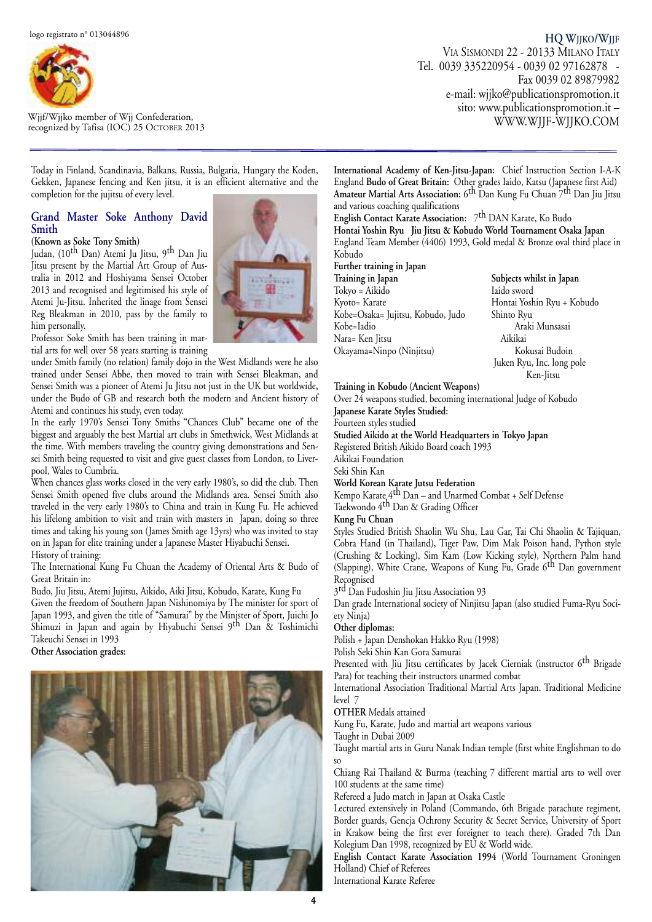logo registrato n° 013044896

Wjjf/Wjjko member of Wjj Confederation, recognized by Tafisa (IOC) 25 October 2013

**HQ Wjjko/Wjjf**
Via Sismondi 22 - 20133 Milano Italy
Tel. 0039 335220954 - 0039 02 97162878 - Fax 0039 02 89879982
e-mail: wjjko@publicationspromotion.it
sito: www.publicationspromotion.it – WWW.WJJF-WJJKO.COM

Today in Finland, Scandinavia, Balkans, Russia, Bulgaria, Hungary the Koden, Gekken, Japanese fencing and Ken jitsu, it is an efficient alternative and the completion for the jujitsu of every level.

## Grand Master Soke Anthony David Smith

**(Known as Soke Tony Smith)**

Judan, (10th Dan) Atemi Ju Jitsu, 9th Dan Jiu Jitsu present by the Martial Art Group of Australia in 2012 and Hoshiyama Sensei October 2013 and recognised and legitimised his style of Atemi Ju-Jitsu. Inherited the linage from Sensei Reg Bleakman in 2010, pass by the family to him personally.

Professor Soke Smith has been training in martial arts for well over 58 years starting is training under Smith family (no relation) family dojo in the West Midlands were he also trained under Sensei Abbe, then moved to train with Sensei Bleakman, and Sensei Smith was a pioneer of Atemi Ju Jitsu not just in the UK but worldwide, under the Budo of GB and research both the modern and Ancient history of Atemi and continues his study, even today.

In the early 1970's Sensei Tony Smiths "Chances Club" became one of the biggest and arguably the best Martial art clubs in Smethwick, West Midlands at the time. With members traveling the country giving demonstrations and Sensei Smith being requested to visit and give guest classes from London, to Liverpool, Wales to Cumbria.

When chances glass works closed in the very early 1980's, so did the club. Then Sensei Smith opened five clubs around the Midlands area. Sensei Smith also traveled in the very early 1980's to China and train in Kung Fu. He achieved his lifelong ambition to visit and train with masters in Japan, doing so three times and taking his young son (James Smith age 13yrs) who was invited to stay on in Japan for elite training under a Japanese Master Hiyabuchi Sensei.

History of training:

The International Kung Fu Chuan the Academy of Oriental Arts & Budo of Great Britain in:

Budo, Jiu Jitsu, Atemi Jujitsu, Aikido, Aiki Jitsu, Kobudo, Karate, Kung Fu

Given the freedom of Southern Japan Nishinomiya by The minister for sport of Japan 1993, and given the title of "Samurai" by the Minister of Sport, Juichi Jo Shimuzi in Japan and again by Hiyabuchi Sensei 9th Dan & Toshimichi Takeuchi Sensei in 1993

**Other Association grades:**

**International Academy of Ken-Jitsu-Japan:** Chief Instruction Section I-A-K England **Budo of Great Britain:** Other grades Iaido, Katsu (Japanese first Aid) **Amateur Martial Arts Association:** 6th Dan Kung Fu Chuan 7th Dan Jiu Jitsu and various coaching qualifications

**English Contact Karate Association:** 7th DAN Karate, Ko Budo

**Hontai Yoshin Ryu Jiu Jitsu & Kobudo World Tournament Osaka Japan**
England Team Member (4406) 1993, Gold medal & Bronze oval third place in Kobudo

**Further training in Japan**

**Training in Japan**
Tokyo = Aikido
Kyoto= Karate
Kobe=Osaka= Jujitsu, Kobudo, Judo
Kobe=Iadio
Nara= Ken Jitsu
Okayama=Ninpo (Ninjitsu)

**Subjects whilst in Japan**
Iaido sword
Hontai Yoshin Ryu + Kobudo
Shinto Ryu
Araki Munsasai
Aikikai
Kokusai Budoin
Juken Ryu, Inc. long pole
Ken-Jitsu

**Training in Kobudo (Ancient Weapons)**
Over 24 weapons studied, becoming international Judge of Kobudo

**Japanese Karate Styles Studied:**
Fourteen styles studied

**Studied Aikido at the World Headquarters in Tokyo Japan**
Registered British Aikido Board coach 1993
Aikikai Foundation
Seki Shin Kan

**World Korean Karate Jutsu Federation**
Kempo Karate 4th Dan – and Unarmed Combat + Self Defense
Taekwondo 4th Dan & Grading Officer

**Kung Fu Chuan**
Styles Studied British Shaolin Wu Shu, Lau Gar, Tai Chi Shaolin & Tajiquan, Cobra Hand (in Thailand), Tiger Paw, Dim Mak Poison hand, Python style (Crushing & Locking), Sim Kam (Low Kicking style), Northern Palm hand (Slapping), White Crane, Weapons of Kung Fu, Grade 6th Dan government Recognised

3rd Dan Fudoshin Jiu Jitsu Association 93

Dan grade International society of Ninjitsu Japan (also studied Fuma-Ryu Society Ninja)

**Other diplomas:**
Polish + Japan Denshokan Hakko Ryu (1998)
Polish Seki Shin Kan Gora Samurai
Presented with Jiu Jitsu certificates by Jacek Cierniak (instructor 6th Brigade Para) for teaching their instructors unarmed combat
International Association Traditional Martial Arts Japan. Traditional Medicine level 7

**OTHER** Medals attained
Kung Fu, Karate, Judo and martial art weapons various
Taught in Dubai 2009
Taught martial arts in Guru Nanak Indian temple (first white Englishman to do so
Chiang Rai Thailand & Burma (teaching 7 different martial arts to well over 100 students at the same time)
Refereed a Judo match in Japan at Osaka Castle
Lectured extensively in Poland (Commando, 6th Brigade parachute regiment, Border guards, Gencja Ochrony Security & Secret Service, University of Sport in Krakow being the first ever foreigner to teach there). Graded 7th Dan Kolegium Dan 1998, recognized by EU & World wide.

**English Contact Karate Association 1994** (World Tournament Groningen Holland) Chief of Referees
International Karate Referee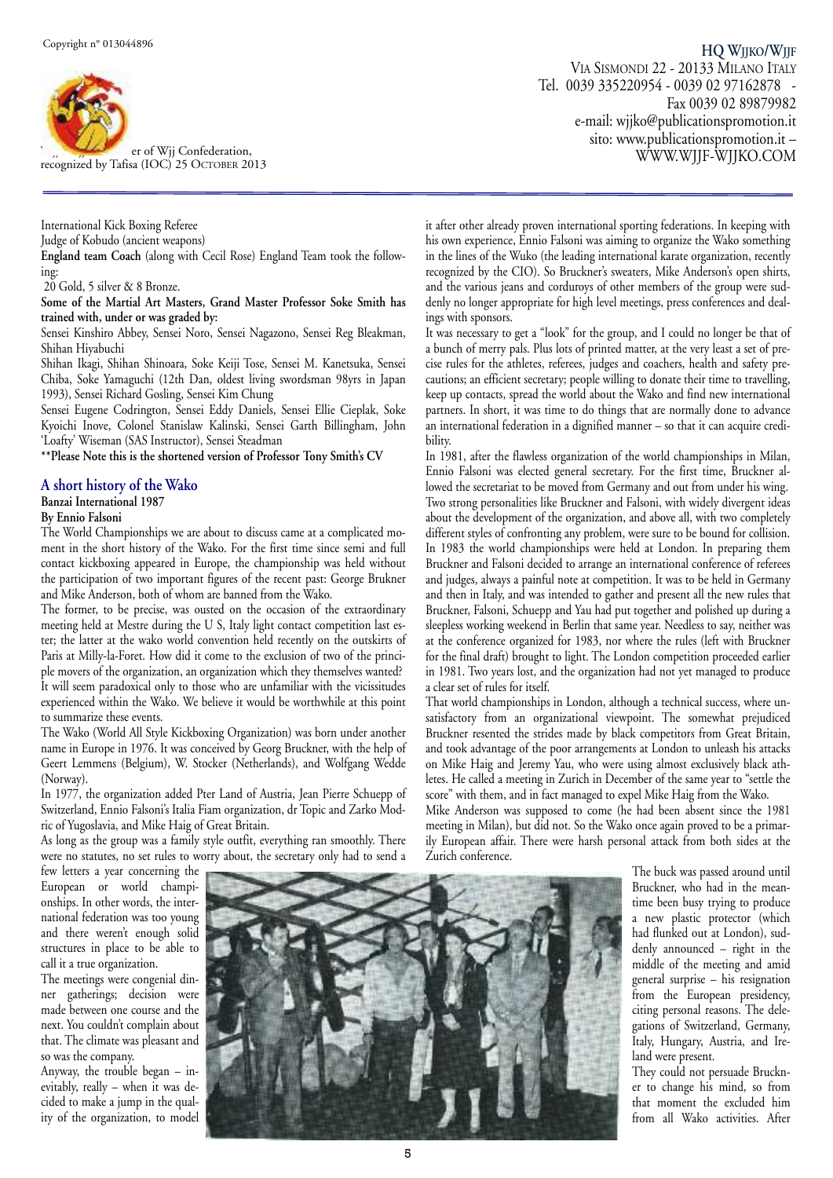International Kick Boxing Referee

Judge of Kobudo (ancient weapons)

**England team Coach** (along with Cecil Rose) England Team took the following:

20 Gold, 5 silver & 8 Bronze.

**Some of the Martial Art Masters, Grand Master Professor Soke Smith has trained with, under or was graded by:**

Sensei Kinshiro Abbey, Sensei Noro, Sensei Nagazono, Sensei Reg Bleakman, Shihan Hiyabuchi

Shihan Ikagi, Shihan Shinoara, Soke Keiji Tose, Sensei M. Kanetsuka, Sensei Chiba, Soke Yamaguchi (12th Dan, oldest living swordsman 98yrs in Japan 1993), Sensei Richard Gosling, Sensei Kim Chung

Sensei Eugene Codrington, Sensei Eddy Daniels, Sensei Ellie Cieplak, Soke Kyoichi Inove, Colonel Stanislaw Kalinski, Sensei Garth Billingham, John 'Loafty' Wiseman (SAS Instructor), Sensei Steadman

**\*\*Please Note this is the shortened version of Professor Tony Smith's CV**

## A short history of the Wako

**Banzai International 1987**

**By Ennio Falsoni**

The World Championships we are about to discuss came at a complicated moment in the short history of the Wako. For the first time since semi and full contact kickboxing appeared in Europe, the championship was held without the participation of two important figures of the recent past: George Brukner and Mike Anderson, both of whom are banned from the Wako.

The former, to be precise, was ousted on the occasion of the extraordinary meeting held at Mestre during the U S, Italy light contact competition last ester; the latter at the wako world convention held recently on the outskirts of Paris at Milly-la-Foret. How did it come to the exclusion of two of the principle movers of the organization, an organization which they themselves wanted?

It will seem paradoxical only to those who are unfamiliar with the vicissitudes experienced within the Wako. We believe it would be worthwhile at this point to summarize these events.

The Wako (World All Style Kickboxing Organization) was born under another name in Europe in 1976. It was conceived by Georg Bruckner, with the help of Geert Lemmens (Belgium), W. Stocker (Netherlands), and Wolfgang Wedde (Norway).

In 1977, the organization added Pter Land of Austria, Jean Pierre Schuepp of Switzerland, Ennio Falsoni's Italia Fiam organization, dr Topic and Zarko Modric of Yugoslavia, and Mike Haig of Great Britain.

As long as the group was a family style outfit, everything ran smoothly. There were no statutes, no set rules to worry about, the secretary only had to send a few letters a year concerning the European or world championships. In other words, the international federation was too young and there weren't enough solid structures in place to be able to call it a true organization.

The meetings were congenial dinner gatherings; decision were made between one course and the next. You couldn't complain about that. The climate was pleasant and so was the company.

Anyway, the trouble began – inevitably, really – when it was decided to make a jump in the quality of the organization, to model it after other already proven international sporting federations. In keeping with his own experience, Ennio Falsoni was aiming to organize the Wako something in the lines of the Wuko (the leading international karate organization, recently recognized by the CIO). So Bruckner's sweaters, Mike Anderson's open shirts, and the various jeans and corduroys of other members of the group were suddenly no longer appropriate for high level meetings, press conferences and dealings with sponsors.

It was necessary to get a "look" for the group, and I could no longer be that of a bunch of merry pals. Plus lots of printed matter, at the very least a set of precise rules for the athletes, referees, judges and coachers, health and safety precautions; an efficient secretary; people willing to donate their time to travelling, keep up contacts, spread the world about the Wako and find new international partners. In short, it was time to do things that are normally done to advance an international federation in a dignified manner – so that it can acquire credibility.

In 1981, after the flawless organization of the world championships in Milan, Ennio Falsoni was elected general secretary. For the first time, Bruckner allowed the secretariat to be moved from Germany and out from under his wing. Two strong personalities like Bruckner and Falsoni, with widely divergent ideas about the development of the organization, and above all, with two completely different styles of confronting any problem, were sure to be bound for collision.

In 1983 the world championships were held at London. In preparing them Bruckner and Falsoni decided to arrange an international conference of referees and judges, always a painful note at competition. It was to be held in Germany and then in Italy, and was intended to gather and present all the new rules that Bruckner, Falsoni, Schuepp and Yau had put together and polished up during a sleepless working weekend in Berlin that same year. Needless to say, neither was at the conference organized for 1983, nor where the rules (left with Bruckner for the final draft) brought to light. The London competition proceeded earlier in 1981. Two years lost, and the organization had not yet managed to produce a clear set of rules for itself.

That world championships in London, although a technical success, where unsatisfactory from an organizational viewpoint. The somewhat prejudiced Bruckner resented the strides made by black competitors from Great Britain, and took advantage of the poor arrangements at London to unleash his attacks on Mike Haig and Jeremy Yau, who were using almost exclusively black athletes. He called a meeting in Zurich in December of the same year to "settle the score" with them, and in fact managed to expel Mike Haig from the Wako.

Mike Anderson was supposed to come (he had been absent since the 1981 meeting in Milan), but did not. So the Wako once again proved to be a primarily European affair. There were harsh personal attack from both sides at the Zurich conference.

The buck was passed around until Bruckner, who had in the meantime been busy trying to produce a new plastic protector (which had flunked out at London), suddenly announced – right in the middle of the meeting and amid general surprise – his resignation from the European presidency, citing personal reasons. The delegations of Switzerland, Germany, Italy, Hungary, Austria, and Ireland were present.

They could not persuade Bruckner to change his mind, so from that moment the excluded him from all Wako activities. After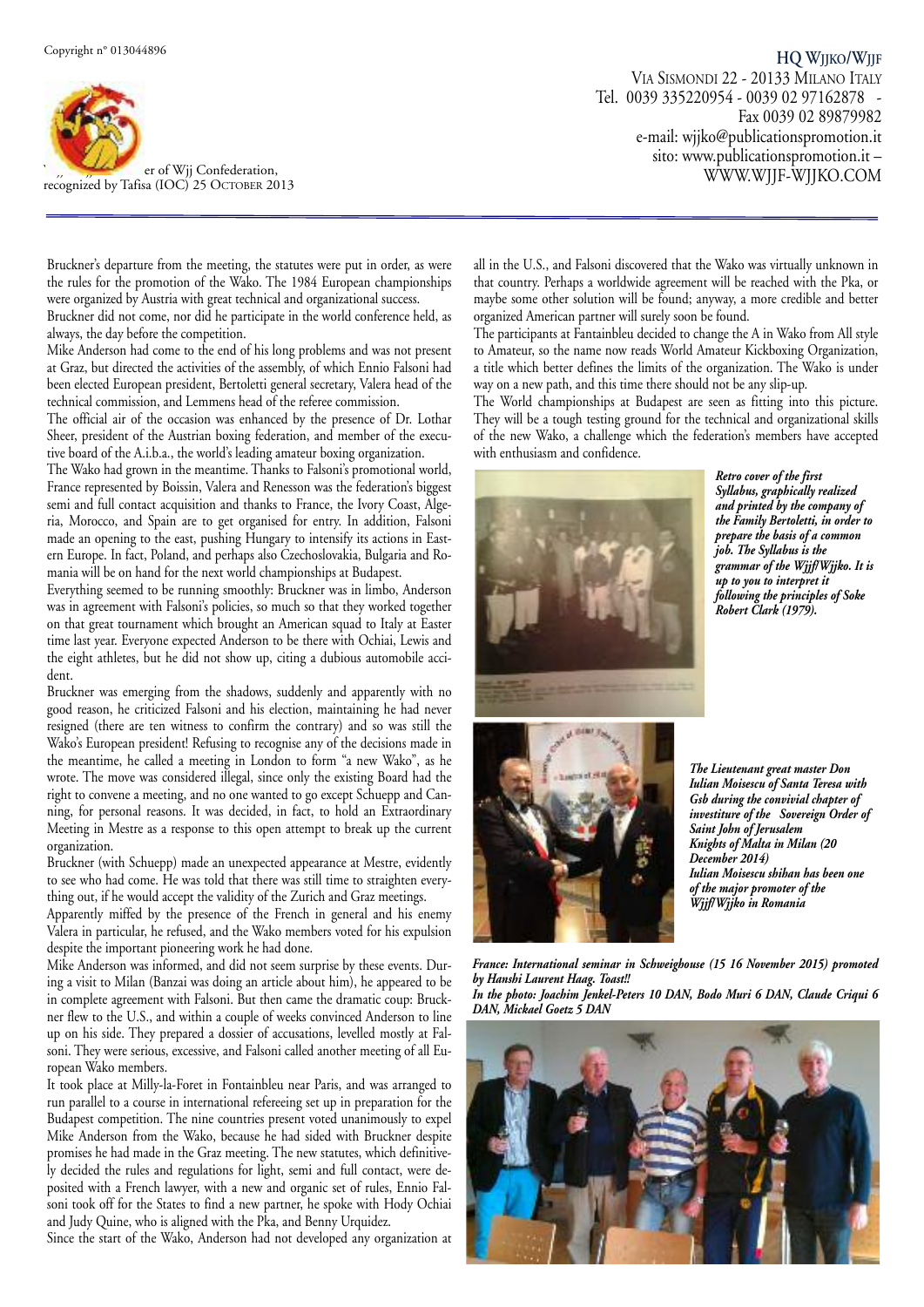Bruckner's departure from the meeting, the statutes were put in order, as were the rules for the promotion of the Wako. The 1984 European championships were organized by Austria with great technical and organizational success.

Bruckner did not come, nor did he participate in the world conference held, as always, the day before the competition.

Mike Anderson had come to the end of his long problems and was not present at Graz, but directed the activities of the assembly, of which Ennio Falsoni had been elected European president, Bertoletti general secretary, Valera head of the technical commission, and Lemmens head of the referee commission.

The official air of the occasion was enhanced by the presence of Dr. Lothar Sheer, president of the Austrian boxing federation, and member of the executive board of the A.i.b.a., the world's leading amateur boxing organization.

The Wako had grown in the meantime. Thanks to Falsoni's promotional world, France represented by Boissin, Valera and Renesson was the federation's biggest semi and full contact acquisition and thanks to France, the Ivory Coast, Algeria, Morocco, and Spain are to get organised for entry. In addition, Falsoni made an opening to the east, pushing Hungary to intensify its actions in Eastern Europe. In fact, Poland, and perhaps also Czechoslovakia, Bulgaria and Romania will be on hand for the next world championships at Budapest.

Everything seemed to be running smoothly: Bruckner was in limbo, Anderson was in agreement with Falsoni's policies, so much so that they worked together on that great tournament which brought an American squad to Italy at Easter time last year. Everyone expected Anderson to be there with Ochiai, Lewis and the eight athletes, but he did not show up, citing a dubious automobile accident.

Bruckner was emerging from the shadows, suddenly and apparently with no good reason, he criticized Falsoni and his election, maintaining he had never resigned (there are ten witness to confirm the contrary) and so was still the Wako's European president! Refusing to recognise any of the decisions made in the meantime, he called a meeting in London to form "a new Wako", as he wrote. The move was considered illegal, since only the existing Board had the right to convene a meeting, and no one wanted to go except Schuepp and Canning, for personal reasons. It was decided, in fact, to hold an Extraordinary Meeting in Mestre as a response to this open attempt to break up the current organization.

Bruckner (with Schuepp) made an unexpected appearance at Mestre, evidently to see who had come. He was told that there was still time to straighten everything out, if he would accept the validity of the Zurich and Graz meetings.

Apparently miffed by the presence of the French in general and his enemy Valera in particular, he refused, and the Wako members voted for his expulsion despite the important pioneering work he had done.

Mike Anderson was informed, and did not seem surprise by these events. During a visit to Milan (Banzai was doing an article about him), he appeared to be in complete agreement with Falsoni. But then came the dramatic coup: Bruckner flew to the U.S., and within a couple of weeks convinced Anderson to line up on his side. They prepared a dossier of accusations, levelled mostly at Falsoni. They were serious, excessive, and Falsoni called another meeting of all European Wako members.

It took place at Milly-la-Foret in Fontainbleu near Paris, and was arranged to run parallel to a course in international refereeing set up in preparation for the Budapest competition. The nine countries present voted unanimously to expel Mike Anderson from the Wako, because he had sided with Bruckner despite promises he had made in the Graz meeting. The new statutes, which definitively decided the rules and regulations for light, semi and full contact, were deposited with a French lawyer, with a new and organic set of rules, Ennio Falsoni took off for the States to find a new partner, he spoke with Hody Ochiai and Judy Quine, who is aligned with the Pka, and Benny Urquidez.

Since the start of the Wako, Anderson had not developed any organization at all in the U.S., and Falsoni discovered that the Wako was virtually unknown in that country. Perhaps a worldwide agreement will be reached with the Pka, or maybe some other solution will be found; anyway, a more credible and better organized American partner will surely soon be found.

The participants at Fantainbleu decided to change the A in Wako from All style to Amateur, so the name now reads World Amateur Kickboxing Organization, a title which better defines the limits of the organization. The Wako is under way on a new path, and this time there should not be any slip-up.

The World championships at Budapest are seen as fitting into this picture. They will be a tough testing ground for the technical and organizational skills of the new Wako, a challenge which the federation's members have accepted with enthusiasm and confidence.

***Retro cover of the first Syllabus, graphically realized and printed by the company of the Family Bertoletti, in order to prepare the basis of a common job. The Syllabus is the grammar of the Wjjf/Wjjko. It is up to you to interpret it following the principles of Soke Robert Clark (1979).***

***The Lieutenant great master Don Iulian Moisescu of Santa Teresa with Gsb during the convivial chapter of investiture of the Sovereign Order of Saint John of Jerusalem Knights of Malta in Milan (20 December 2014)***
***Iulian Moisescu shihan has been one of the major promoter of the Wjjf/Wjjko in Romania***

***France: International seminar in Schweighouse (15 16 November 2015) promoted by Hanshi Laurent Haag. Toast!!***
***In the photo: Joachim Jenkel-Peters 10 DAN, Bodo Muri 6 DAN, Claude Criqui 6 DAN, Mickael Goetz 5 DAN***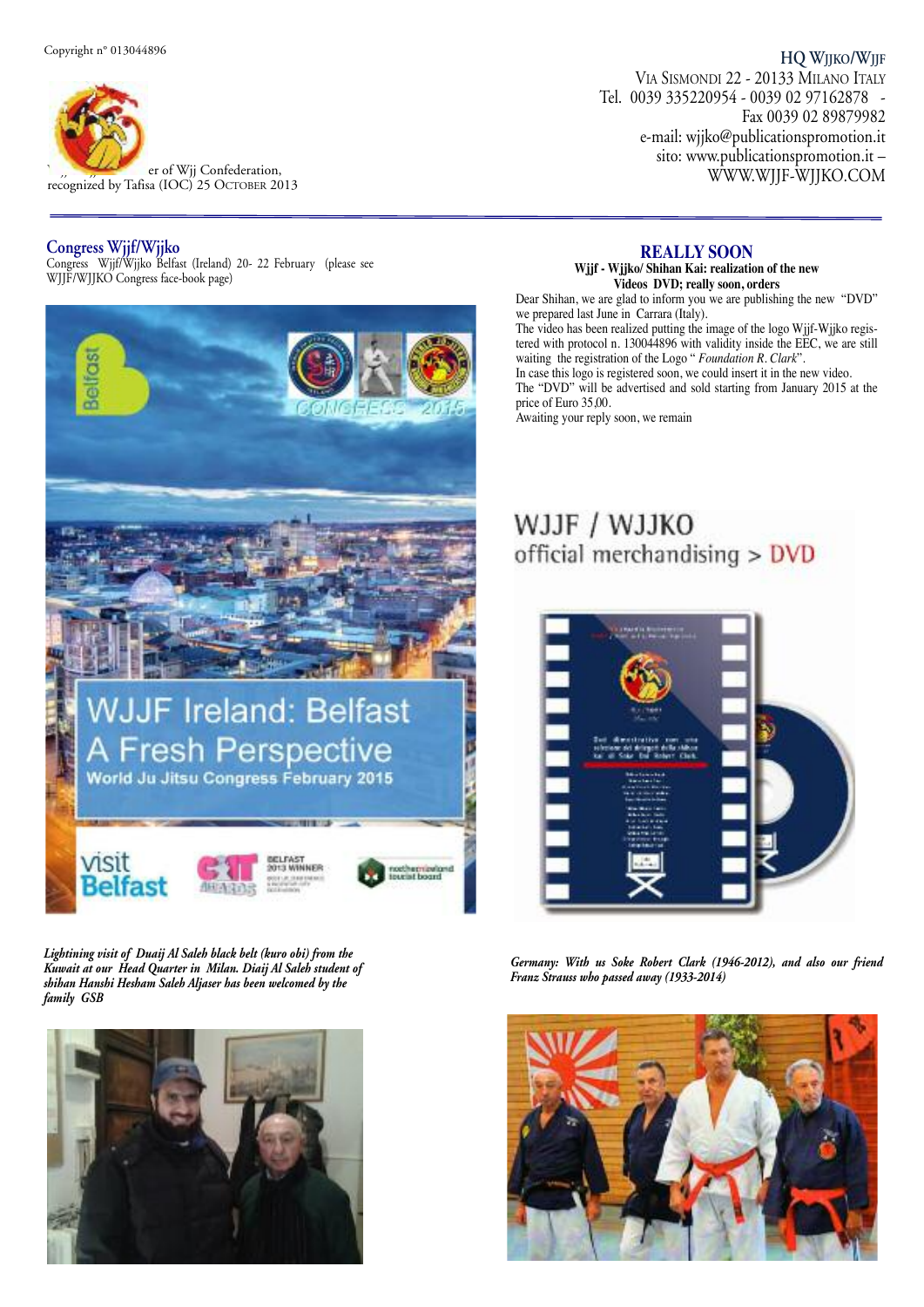Copyright n° 013044896

er of Wjj Confederation, recognized by Tafisa (IOC) 25 October 2013

**HQ Wjjko/Wjjf**
Via Sismondi 22 - 20133 Milano Italy
Tel. 0039 335220954 - 0039 02 97162878 -
Fax 0039 02 89879982
e-mail: wjjko@publicationspromotion.it
sito: www.publicationspromotion.it –
WWW.WJJF-WJJKO.COM

## Congress Wjjf/Wjjko

Congress Wjjf/Wjjko Belfast (Ireland) 20- 22 February (please see WJJF/WJJKO Congress face-book page)

*Lightining visit of Duaij Al Saleh black belt (kuro obi) from the Kuwait at our Head Quarter in Milan. Diaij Al Saleh student of shihan Hanshi Hesham Saleh Aljaser has been welcomed by the family GSB*

## REALLY SOON

**Wjjf - Wjjko/ Shihan Kai: realization of the new Videos DVD; really soon, orders**

Dear Shihan, we are glad to inform you we are publishing the new "DVD" we prepared last June in Carrara (Italy).
The video has been realized putting the image of the logo Wjjf-Wjjko registered with protocol n. 130044896 with validity inside the EEC, we are still waiting the registration of the Logo " *Foundation R. Clark*".
In case this logo is registered soon, we could insert it in the new video.
The "DVD" will be advertised and sold starting from January 2015 at the price of Euro 35,00.
Awaiting your reply soon, we remain

*Germany: With us Soke Robert Clark (1946-2012), and also our friend Franz Strauss who passed away (1933-2014)*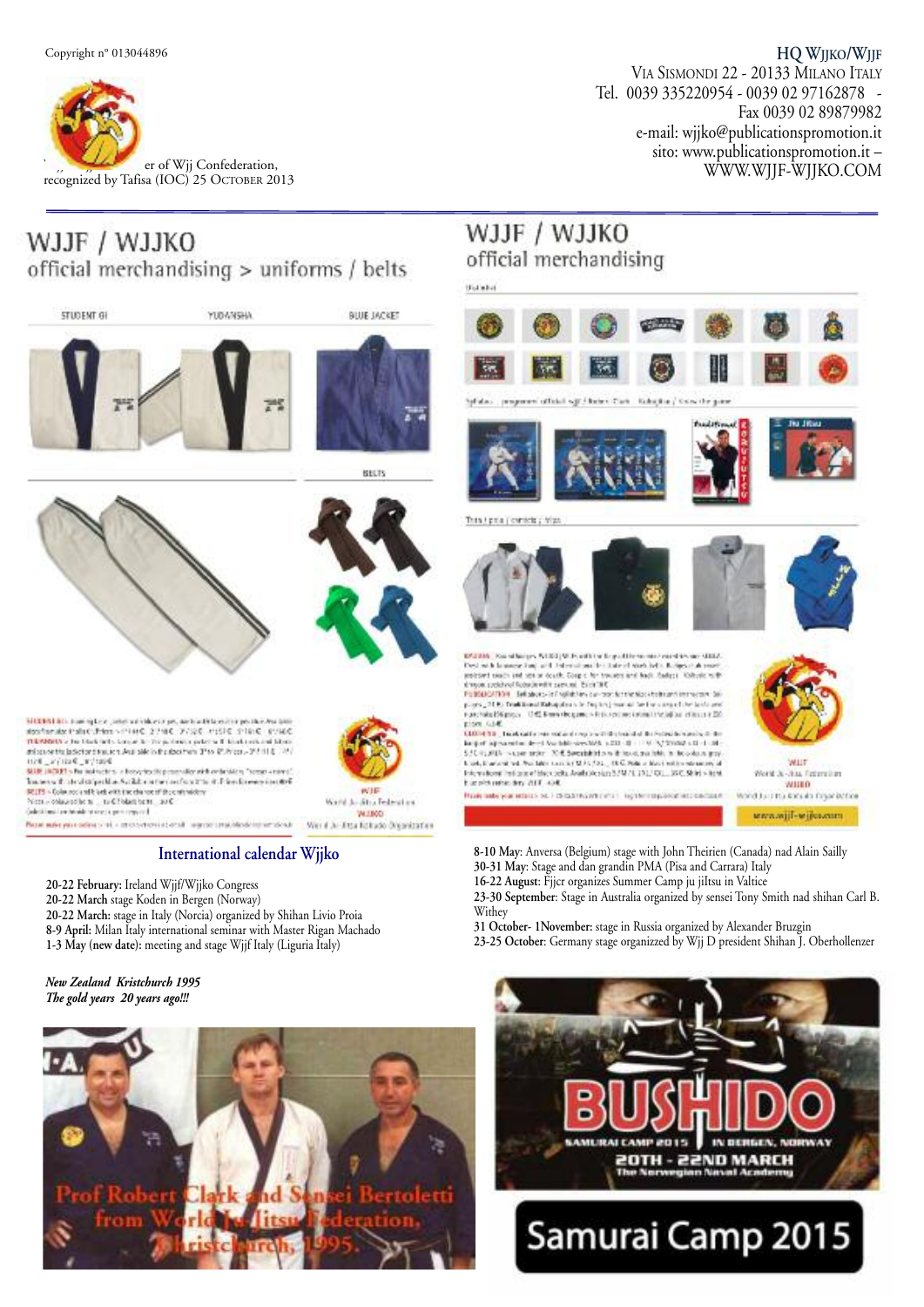Copyright n° 013044896

er of Wjj Confederation, recognized by Tafisa (IOC) 25 October 2013

**HQ Wjjko/Wjjf**
Via Sismondi 22 - 20133 Milano Italy
Tel. 0039 335220954 - 0039 02 97162878 -
Fax 0039 02 89879982
e-mail: wjjko@publicationspromotion.it
sito: www.publicationspromotion.it –
WWW.WJJF-WJJKO.COM

## WJJF / WJJKO official merchandising > uniforms / belts

STUDENT GI — YUDANSHA — BLUE JACKET

BELTS

WJJF World Ju-Jitsu Federation
WJJKO World Ju-Jitsu Kobudo Organization

## WJJF / WJJKO official merchandising

www.wjjf-wjjko.com

## International calendar Wjjko

**20-22 February:** Ireland Wjjf/Wjjko Congress
**20-22 March** stage Koden in Bergen (Norway)
**20-22 March:** stage in Italy (Norcia) organized by Shihan Livio Proia
**8-9 April:** Milan Italy international seminar with Master Rigan Machado
**1-3 May (new date):** meeting and stage Wjjf Italy (Liguria Italy)
**8-10 May:** Anversa (Belgium) stage with John Theirien (Canada) nad Alain Sailly
**30-31 May:** Stage and dan grandin PMA (Pisa and Carrara) Italy
**16-22 August:** Fjjcr organizes Summer Camp ju jiltsu in Valtice
**23-30 September:** Stage in Australia organized by sensei Tony Smith nad shihan Carl B. Withey
**31 October- 1November:** stage in Russia organized by Alexander Bruzgin
**23-25 October:** Germany stage organizzed by Wjj D president Shihan J. Oberhollenzer

***New Zealand Kristchurch 1995***
***The gold years 20 years ago!!!***

Prof Robert Clark and Sensei Bertoletti from World Ju Jitsu Federation, Christchurch, 1995.

BUSHIDO
SAMURAI CAMP 2015 IN BERGEN, NORWAY
20TH - 22ND MARCH
The Norwegian Naval Academy

Samurai Camp 2015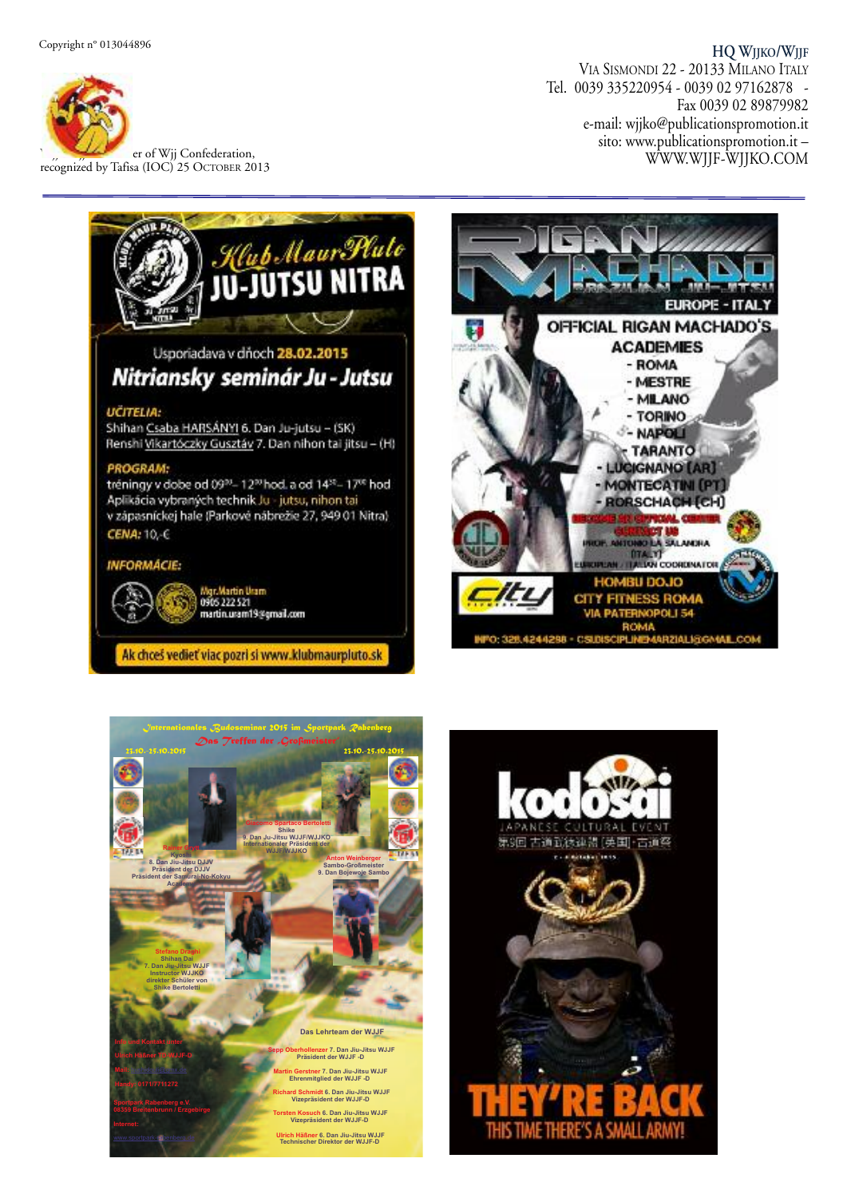Copyright nº 013044896

`,, ,, er of Wjj Confederation, recognized by Tafisa (IOC) 25 October 2013

**HQ Wjjko/Wjjf**
Via Sismondi 22 - 20133 Milano Italy
Tel. 0039 335220954 - 0039 02 97162878 - Fax 0039 02 89879982
e-mail: wjjko@publicationspromotion.it
sito: www.publicationspromotion.it – WWW.WJJF-WJJKO.COM

---

## Klub Maur Pluto JU-JUTSU NITRA

Usporiadava v dňoch 28.02.2015

### Nitriansky seminár Ju - Jutsu

**UČITELIA:**
Shihan Csaba HARSÁNYI 6. Dan Ju-jutsu – (SK)
Renshi Vikartóczky Gusztáv 7. Dan nihon tai jitsu – (H)

**PROGRAM:**
tréningy v dobe od 09³⁰ – 12³⁰ hod. a od 14³⁰ – 17⁰⁰ hod
Aplikácia vybraných technik Ju - jutsu, nihon tai
v západnej hale (Parkové nábrežie 27, 949 01 Nitra)
**CENA:** 10,-€

**INFORMÁCIE:**
Mgr. Martin Uram
0905 222 521
martin.uram19@gmail.com

Ak chceš vedieť viac pozri si www.klubmaurpluto.sk

---

## RIGAN MACHADO BRAZILIAN JIU-JITSU

EUROPE - ITALY

OFFICIAL RIGAN MACHADO'S ACADEMIES
- ROMA
- MESTRE
- MILANO
- TORINO
- NAPOLI
- TARANTO
- LUCIGNANO (AR)
- MONTECATINI (PT)
- RORSCHACH (CH)

BECOME AN OFFICIAL CENTER CONTACT US

PROF. ANTONIO LA SALANDRA (ITALY) EUROPEAN / ITALIAN COORDINATOR

HOMBU DOJO
CITY FITNESS ROMA
VIA PATERNOPOLI 54
ROMA

INFO: 328.4244288 - CSUDISCIPLINEMARZIALI@GMAIL.COM

---

## Internationales Budoseminar 2015 im Sportpark Rabenberg

### Das Treffen der Großmeister

23.10.-25.10.2015

Giacomo Spartaco Bertoletti
Shike
9. Dan Ju-Jitsu WJJF/WJJKO
Internationaler Präsident der WJJF/WJJKO

Rainer Gruß
Kyoshi
8. Dan Jiu-Jitsu DJJV
Präsident der DJJV
Präsident der Samurai-No-Kokyu Academy

Anton Weinberger
Sambo-Großmeister
9. Dan Bojewoje Sambo

Stefano Draghi
Shihan Dai
7. Dan Jiu-Jitsu WJJF
Instructor WJJKO
direkter Schüler von Shike Bertoletti

Das Lehrteam der WJJF

Sepp Oberhollenzer 7. Dan Jiu-Jitsu WJJF
Präsident der WJJF -D

Martin Gerstner 7. Dan Jiu-Jitsu WJJF
Ehrenmitglied der WJJF -D

Richard Schmidt 6. Dan Jiu-Jitsu WJJF
Vizepräsident der WJJF-D

Torsten Kosuch 6. Dan Jiu-Jitsu WJJF
Vizepräsident der WJJF-D

Ulrich Häßner 6. Dan Jiu-Jitsu WJJF
Technischer Direktor der WJJF-D

Info und Kontakt unter
Ulrich Häßner TD WJJF-D
Mail:
Handy: 0171/7711272
Sportpark Rabenberg e.V.
08359 Breitenbrunn / Erzgebirge
Internet:
www.sportpark-rabenberg.de

---

## kodosai

JAPANESE CULTURAL EVENT

第5回 古流武術祭 [英国] 古流祭

**THEY'RE BACK**

THIS TIME THERE'S A SMALL ARMY!